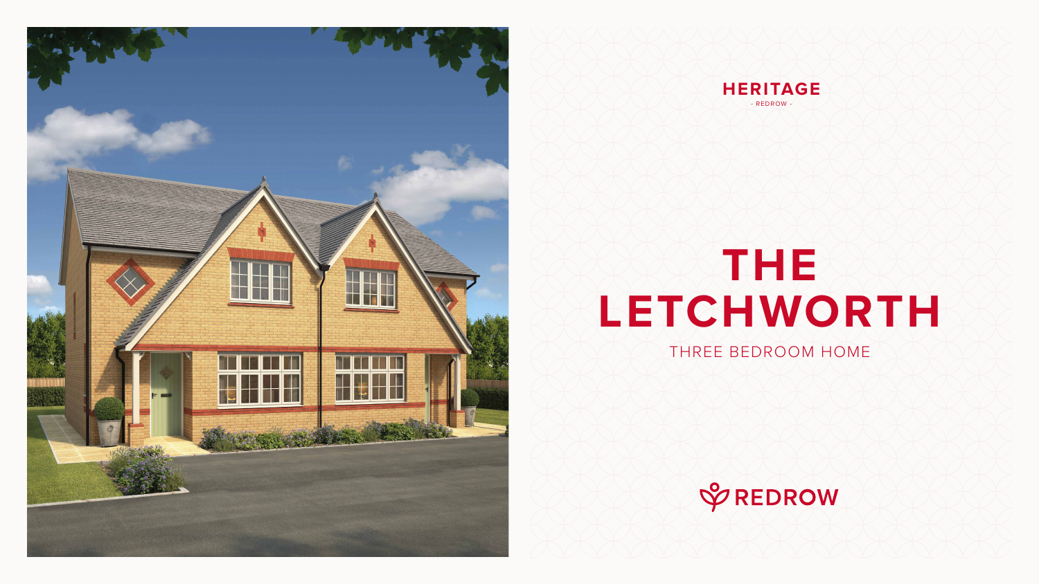HERITAGE

- REDROW -

# THE LETCHWORTH

THREE BEDROOM HOME

REDROW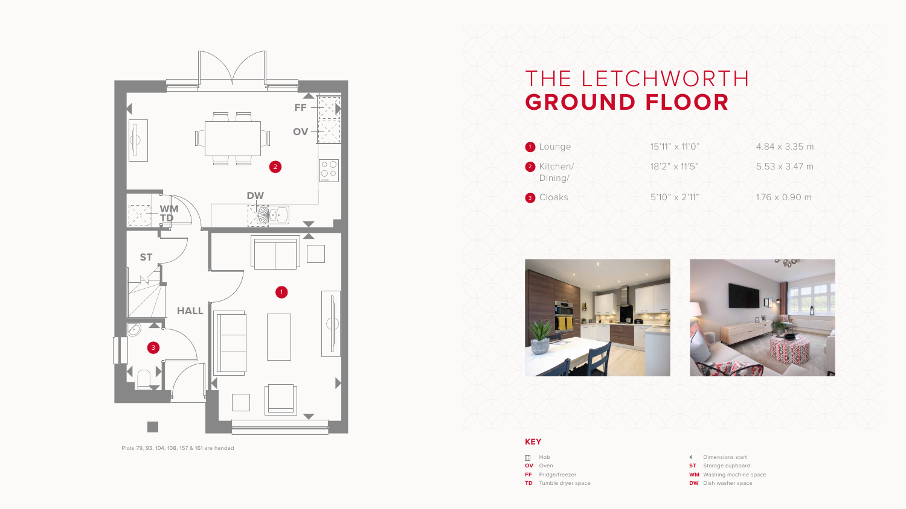# THE LETCHWORTH
# GROUND FLOOR

| Room | Imperial | Metric |
|---|---|---|
| 1 Lounge | 15'11" x 11'0" | 4.84 x 3.35 m |
| 2 Kitchen/ Dining/ | 18'2" x 11'5" | 5.53 x 3.47 m |
| 3 Cloaks | 5'10" x 2'11" | 1.76 x 0.90 m |

Plots 79, 93, 104, 108, 157 & 161 are handed

## KEY

- Hob
- **OV** Oven
- **FF** Fridge/freezer
- **TD** Tumble dryer space
- Dimensions start
- **ST** Storage cupboard
- **WM** Washing machine space
- **DW** Dish washer space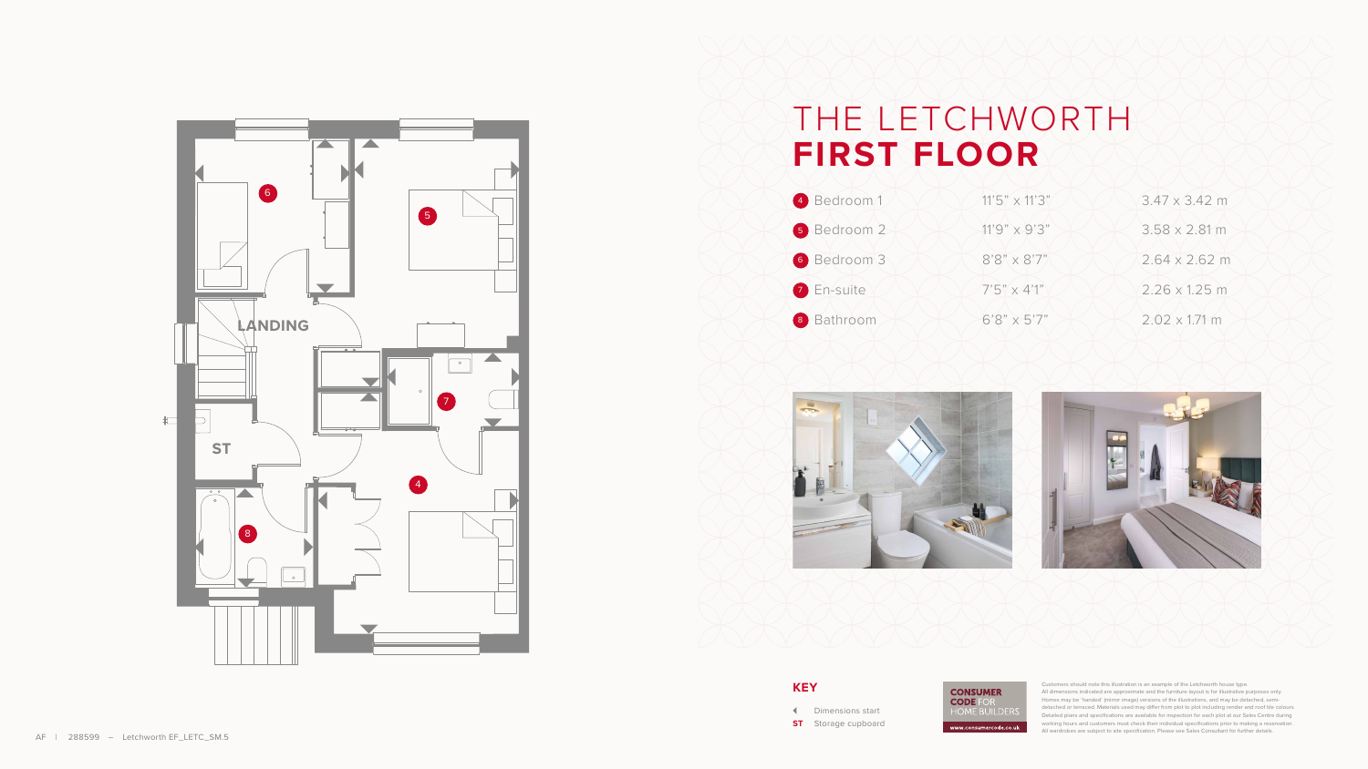# THE LETCHWORTH
## FIRST FLOOR

| | | |
|---|---|---|
| 4 Bedroom 1 | 11'5" x 11'3" | 3.47 x 3.42 m |
| 5 Bedroom 2 | 11'9" x 9'3" | 3.58 x 2.81 m |
| 6 Bedroom 3 | 8'8" x 8'7" | 2.64 x 2.62 m |
| 7 En-suite | 7'5" x 4'1" | 2.26 x 1.25 m |
| 8 Bathroom | 6'8" x 5'7" | 2.02 x 1.71 m |

LANDING

ST

### KEY

◂ Dimensions start

**ST** Storage cupboard

CONSUMER CODE FOR HOME BUILDERS
www.consumercode.co.uk

Customers should note this illustration is an example of the Letchworth house type. All dimensions indicated are approximate and the furniture layout is for illustrative purposes only. Homes may be 'handed' (mirror image) versions of the illustrations, and may be detached, semi-detached or terraced. Materials used may differ from plot to plot including render and roof tile colours. Detailed plans and specifications are available for inspection for each plot at our Sales Centre during working hours and customers must check their individual specifications prior to making a reservation. All wardrobes are subject to site specification. Please see Sales Consultant for further details.

AF | 288599 – Letchworth EF_LETC_SM.5